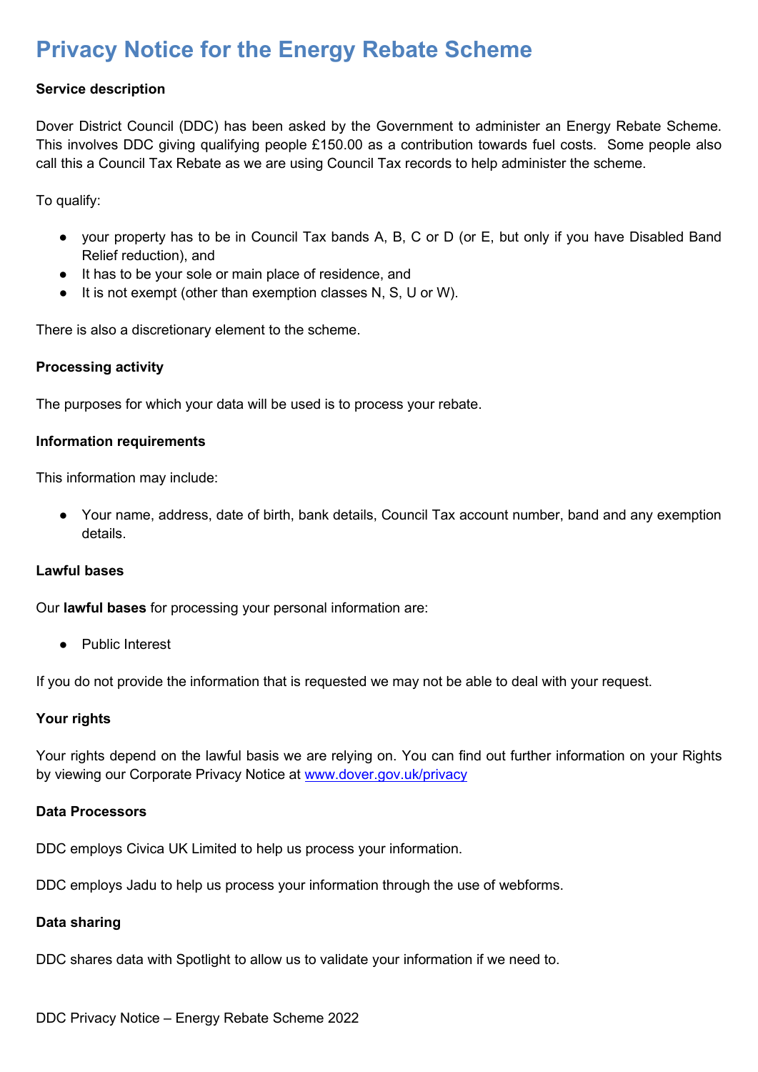# Privacy Notice for the Energy Rebate Scheme

**Service description**

Dover District Council (DDC) has been asked by the Government to administer an Energy Rebate Scheme. This involves DDC giving qualifying people £150.00 as a contribution towards fuel costs. Some people also call this a Council Tax Rebate as we are using Council Tax records to help administer the scheme.

To qualify:

- your property has to be in Council Tax bands A, B, C or D (or E, but only if you have Disabled Band Relief reduction), and
- It has to be your sole or main place of residence, and
- It is not exempt (other than exemption classes N, S, U or W).

There is also a discretionary element to the scheme.

**Processing activity**

The purposes for which your data will be used is to process your rebate.

**Information requirements**

This information may include:

- Your name, address, date of birth, bank details, Council Tax account number, band and any exemption details.

**Lawful bases**

Our **lawful bases** for processing your personal information are:

- Public Interest

If you do not provide the information that is requested we may not be able to deal with your request.

**Your rights**

Your rights depend on the lawful basis we are relying on. You can find out further information on your Rights by viewing our Corporate Privacy Notice at [www.dover.gov.uk/privacy](www.dover.gov.uk/privacy)

**Data Processors**

DDC employs Civica UK Limited to help us process your information.

DDC employs Jadu to help us process your information through the use of webforms.

**Data sharing**

DDC shares data with Spotlight to allow us to validate your information if we need to.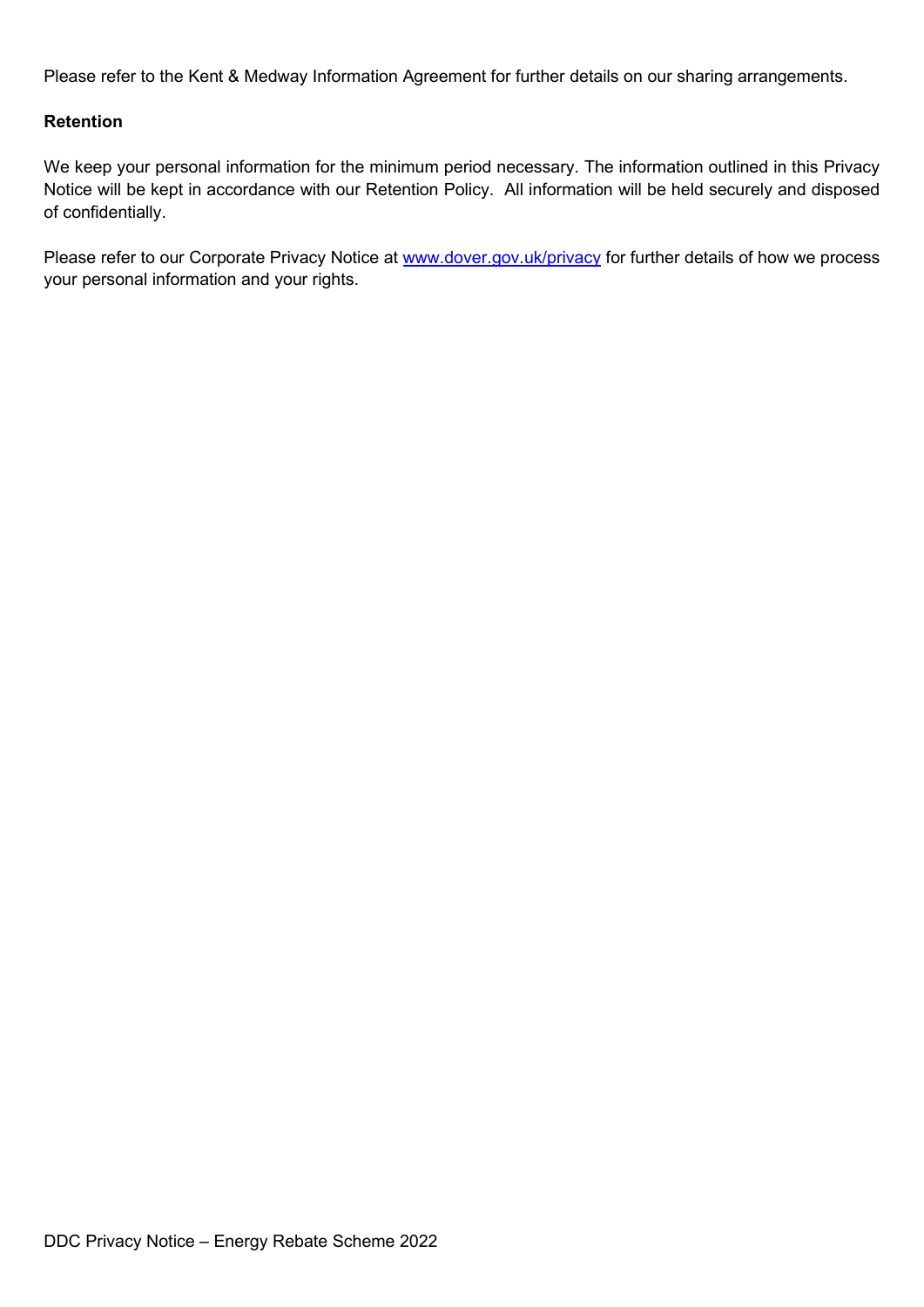Please refer to the Kent & Medway Information Agreement for further details on our sharing arrangements.

**Retention**

We keep your personal information for the minimum period necessary. The information outlined in this Privacy Notice will be kept in accordance with our Retention Policy. All information will be held securely and disposed of confidentially.

Please refer to our Corporate Privacy Notice at [www.dover.gov.uk/privacy](http://www.dover.gov.uk/privacy) for further details of how we process your personal information and your rights.